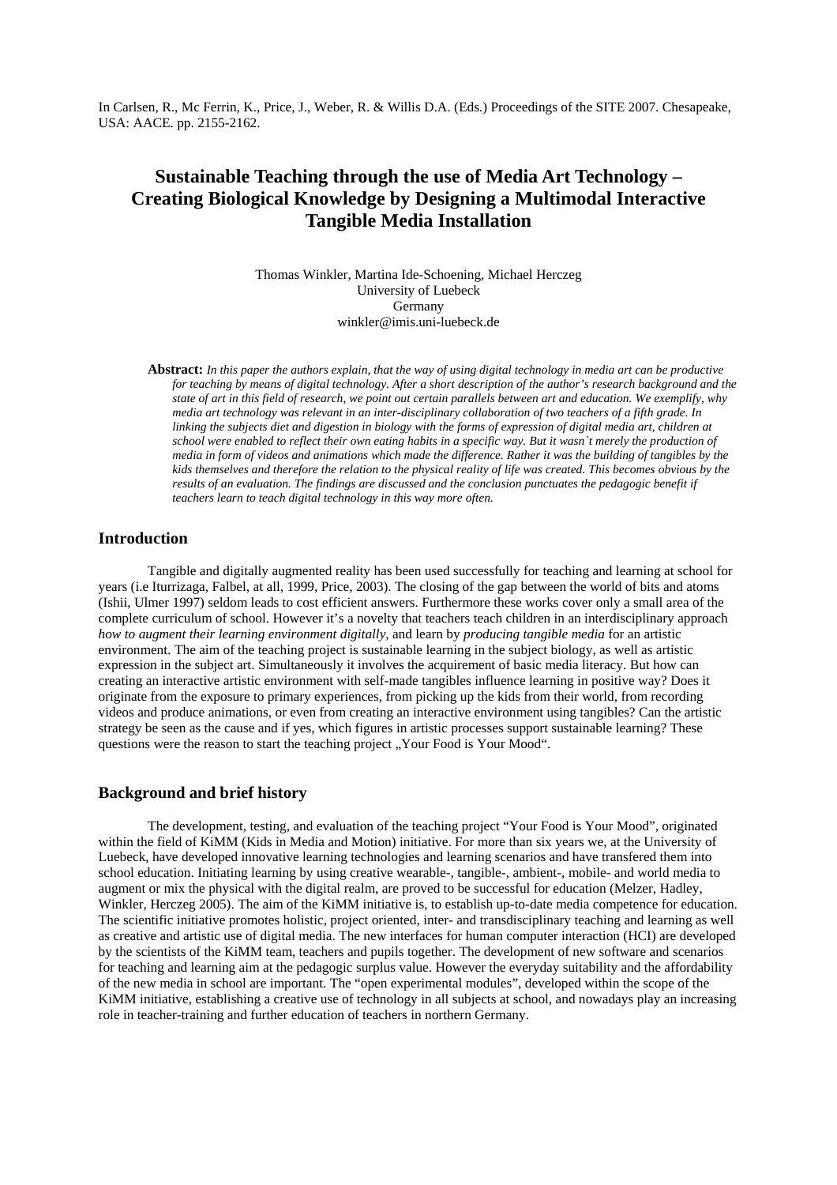In Carlsen, R., Mc Ferrin, K., Price, J., Weber, R. & Willis D.A. (Eds.) Proceedings of the SITE 2007. Chesapeake, USA: AACE. pp. 2155-2162.

# Sustainable Teaching through the use of Media Art Technology – Creating Biological Knowledge by Designing a Multimodal Interactive Tangible Media Installation

Thomas Winkler, Martina Ide-Schoening, Michael Herczeg
University of Luebeck
Germany
winkler@imis.uni-luebeck.de

**Abstract:** *In this paper the authors explain, that the way of using digital technology in media art can be productive for teaching by means of digital technology. After a short description of the author's research background and the state of art in this field of research, we point out certain parallels between art and education. We exemplify, why media art technology was relevant in an inter-disciplinary collaboration of two teachers of a fifth grade. In linking the subjects diet and digestion in biology with the forms of expression of digital media art, children at school were enabled to reflect their own eating habits in a specific way. But it wasn`t merely the production of media in form of videos and animations which made the difference. Rather it was the building of tangibles by the kids themselves and therefore the relation to the physical reality of life was created. This becomes obvious by the results of an evaluation. The findings are discussed and the conclusion punctuates the pedagogic benefit if teachers learn to teach digital technology in this way more often.*

## Introduction

Tangible and digitally augmented reality has been used successfully for teaching and learning at school for years (i.e Iturrizaga, Falbel, at all, 1999, Price, 2003). The closing of the gap between the world of bits and atoms (Ishii, Ulmer 1997) seldom leads to cost efficient answers. Furthermore these works cover only a small area of the complete curriculum of school. However it's a novelty that teachers teach children in an interdisciplinary approach *how to augment their learning environment digitally*, and learn by *producing tangible media* for an artistic environment. The aim of the teaching project is sustainable learning in the subject biology, as well as artistic expression in the subject art. Simultaneously it involves the acquirement of basic media literacy. But how can creating an interactive artistic environment with self-made tangibles influence learning in positive way? Does it originate from the exposure to primary experiences, from picking up the kids from their world, from recording videos and produce animations, or even from creating an interactive environment using tangibles? Can the artistic strategy be seen as the cause and if yes, which figures in artistic processes support sustainable learning? These questions were the reason to start the teaching project „Your Food is Your Mood".

## Background and brief history

The development, testing, and evaluation of the teaching project "Your Food is Your Mood", originated within the field of KiMM (Kids in Media and Motion) initiative. For more than six years we, at the University of Luebeck, have developed innovative learning technologies and learning scenarios and have transfered them into school education. Initiating learning by using creative wearable-, tangible-, ambient-, mobile- and world media to augment or mix the physical with the digital realm, are proved to be successful for education (Melzer, Hadley, Winkler, Herczeg 2005). The aim of the KiMM initiative is, to establish up-to-date media competence for education. The scientific initiative promotes holistic, project oriented, inter- and transdisciplinary teaching and learning as well as creative and artistic use of digital media. The new interfaces for human computer interaction (HCI) are developed by the scientists of the KiMM team, teachers and pupils together. The development of new software and scenarios for teaching and learning aim at the pedagogic surplus value. However the everyday suitability and the affordability of the new media in school are important. The "open experimental modules", developed within the scope of the KiMM initiative, establishing a creative use of technology in all subjects at school, and nowadays play an increasing role in teacher-training and further education of teachers in northern Germany.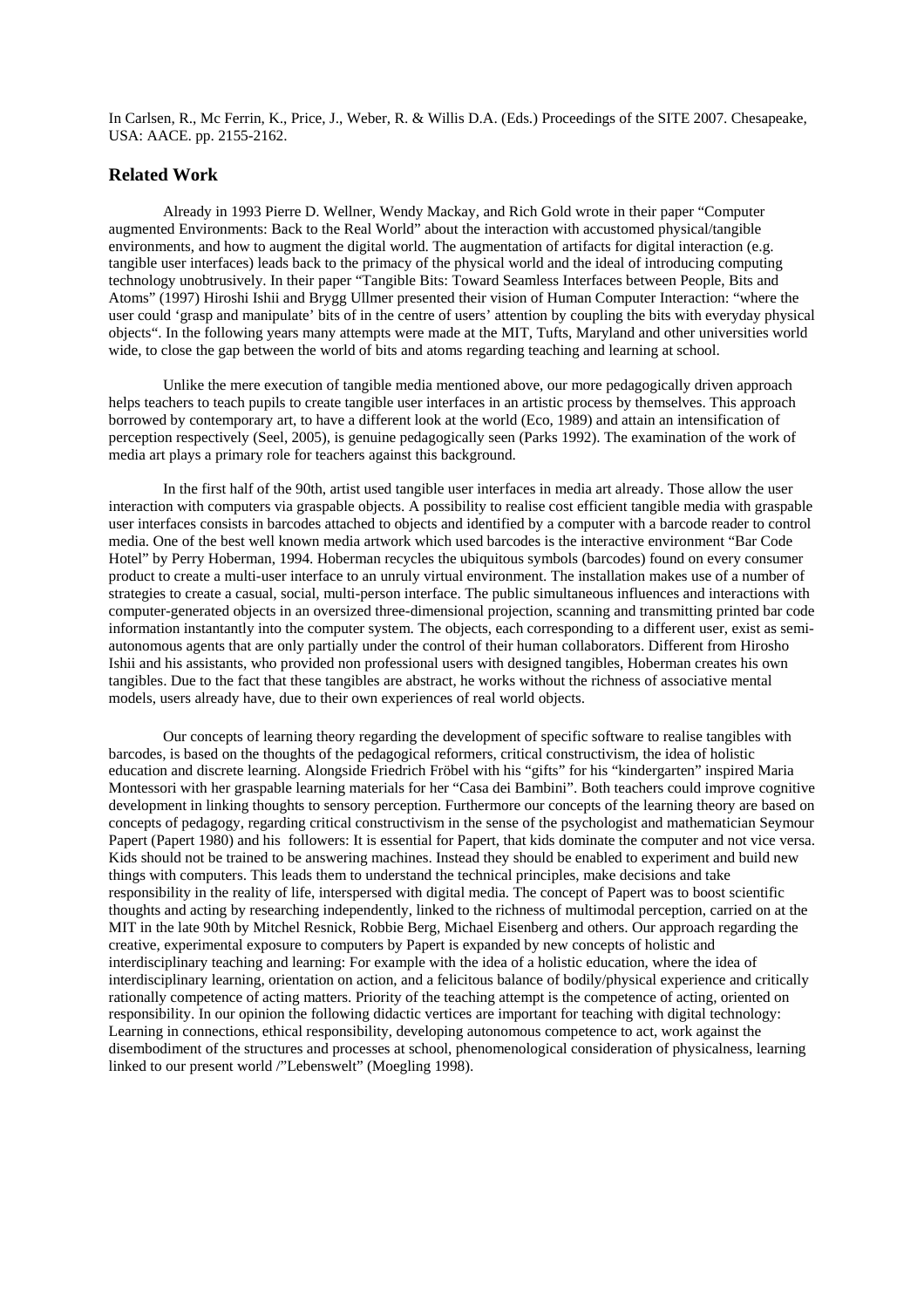In Carlsen, R., Mc Ferrin, K., Price, J., Weber, R. & Willis D.A. (Eds.) Proceedings of the SITE 2007. Chesapeake, USA: AACE. pp. 2155-2162.

## Related Work

Already in 1993 Pierre D. Wellner, Wendy Mackay, and Rich Gold wrote in their paper "Computer augmented Environments: Back to the Real World" about the interaction with accustomed physical/tangible environments, and how to augment the digital world. The augmentation of artifacts for digital interaction (e.g. tangible user interfaces) leads back to the primacy of the physical world and the ideal of introducing computing technology unobtrusively. In their paper "Tangible Bits: Toward Seamless Interfaces between People, Bits and Atoms" (1997) Hiroshi Ishii and Brygg Ullmer presented their vision of Human Computer Interaction: "where the user could 'grasp and manipulate' bits of in the centre of users' attention by coupling the bits with everyday physical objects". In the following years many attempts were made at the MIT, Tufts, Maryland and other universities world wide, to close the gap between the world of bits and atoms regarding teaching and learning at school.

Unlike the mere execution of tangible media mentioned above, our more pedagogically driven approach helps teachers to teach pupils to create tangible user interfaces in an artistic process by themselves. This approach borrowed by contemporary art, to have a different look at the world (Eco, 1989) and attain an intensification of perception respectively (Seel, 2005), is genuine pedagogically seen (Parks 1992). The examination of the work of media art plays a primary role for teachers against this background.

In the first half of the 90th, artist used tangible user interfaces in media art already. Those allow the user interaction with computers via graspable objects. A possibility to realise cost efficient tangible media with graspable user interfaces consists in barcodes attached to objects and identified by a computer with a barcode reader to control media. One of the best well known media artwork which used barcodes is the interactive environment "Bar Code Hotel" by Perry Hoberman, 1994. Hoberman recycles the ubiquitous symbols (barcodes) found on every consumer product to create a multi-user interface to an unruly virtual environment. The installation makes use of a number of strategies to create a casual, social, multi-person interface. The public simultaneous influences and interactions with computer-generated objects in an oversized three-dimensional projection, scanning and transmitting printed bar code information instantantly into the computer system. The objects, each corresponding to a different user, exist as semi-autonomous agents that are only partially under the control of their human collaborators. Different from Hirosho Ishii and his assistants, who provided non professional users with designed tangibles, Hoberman creates his own tangibles. Due to the fact that these tangibles are abstract, he works without the richness of associative mental models, users already have, due to their own experiences of real world objects.

Our concepts of learning theory regarding the development of specific software to realise tangibles with barcodes, is based on the thoughts of the pedagogical reformers, critical constructivism, the idea of holistic education and discrete learning. Alongside Friedrich Fröbel with his "gifts" for his "kindergarten" inspired Maria Montessori with her graspable learning materials for her "Casa dei Bambini". Both teachers could improve cognitive development in linking thoughts to sensory perception. Furthermore our concepts of the learning theory are based on concepts of pedagogy, regarding critical constructivism in the sense of the psychologist and mathematician Seymour Papert (Papert 1980) and his followers: It is essential for Papert, that kids dominate the computer and not vice versa. Kids should not be trained to be answering machines. Instead they should be enabled to experiment and build new things with computers. This leads them to understand the technical principles, make decisions and take responsibility in the reality of life, interspersed with digital media. The concept of Papert was to boost scientific thoughts and acting by researching independently, linked to the richness of multimodal perception, carried on at the MIT in the late 90th by Mitchel Resnick, Robbie Berg, Michael Eisenberg and others. Our approach regarding the creative, experimental exposure to computers by Papert is expanded by new concepts of holistic and interdisciplinary teaching and learning: For example with the idea of a holistic education, where the idea of interdisciplinary learning, orientation on action, and a felicitous balance of bodily/physical experience and critically rationally competence of acting matters. Priority of the teaching attempt is the competence of acting, oriented on responsibility. In our opinion the following didactic vertices are important for teaching with digital technology: Learning in connections, ethical responsibility, developing autonomous competence to act, work against the disembodiment of the structures and processes at school, phenomenological consideration of physicalness, learning linked to our present world /"Lebenswelt" (Moegling 1998).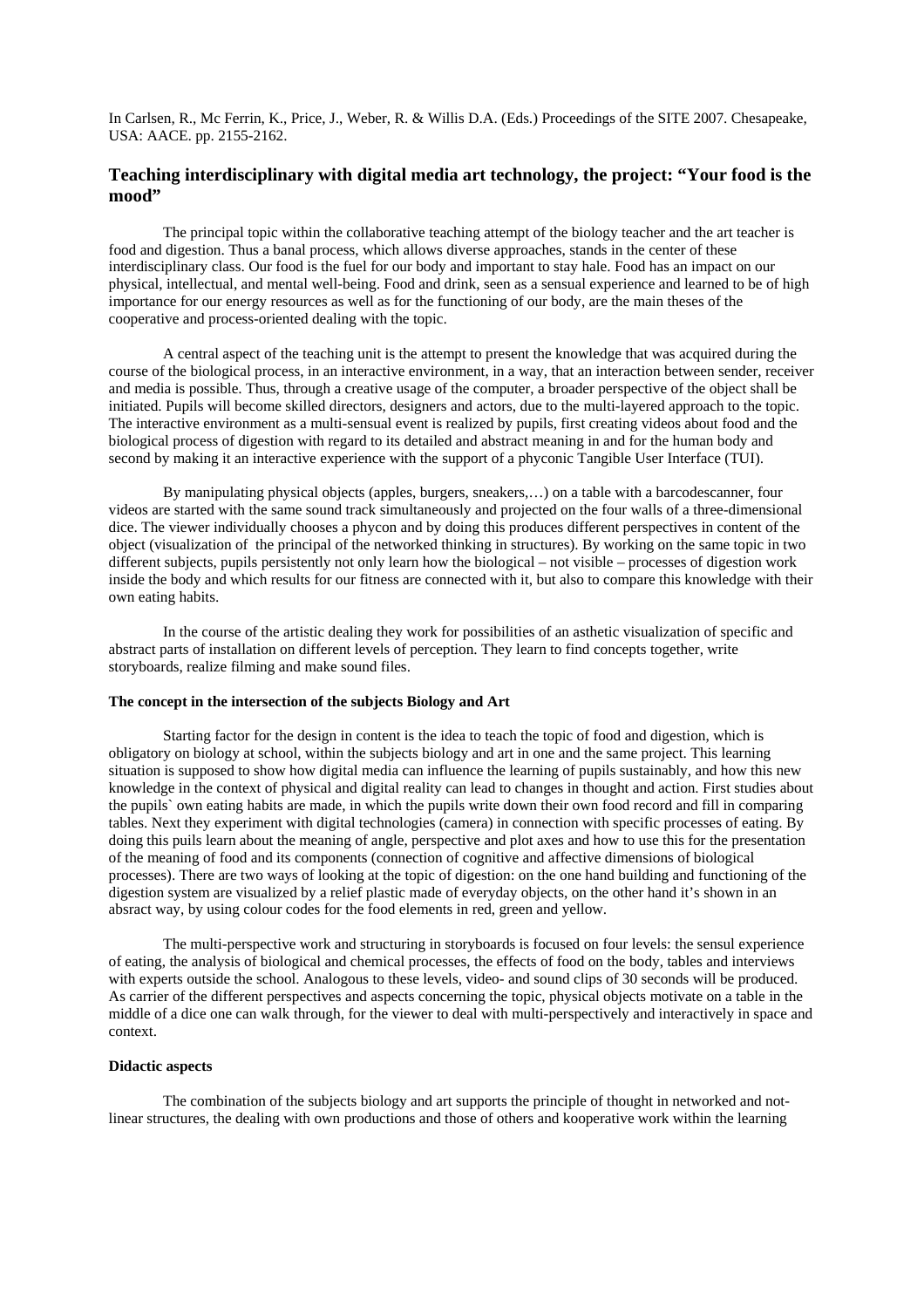In Carlsen, R., Mc Ferrin, K., Price, J., Weber, R. & Willis D.A. (Eds.) Proceedings of the SITE 2007. Chesapeake, USA: AACE. pp. 2155-2162.

## Teaching interdisciplinary with digital media art technology, the project: "Your food is the mood"

The principal topic within the collaborative teaching attempt of the biology teacher and the art teacher is food and digestion. Thus a banal process, which allows diverse approaches, stands in the center of these interdisciplinary class. Our food is the fuel for our body and important to stay hale. Food has an impact on our physical, intellectual, and mental well-being. Food and drink, seen as a sensual experience and learned to be of high importance for our energy resources as well as for the functioning of our body, are the main theses of the cooperative and process-oriented dealing with the topic.

A central aspect of the teaching unit is the attempt to present the knowledge that was acquired during the course of the biological process, in an interactive environment, in a way, that an interaction between sender, receiver and media is possible. Thus, through a creative usage of the computer, a broader perspective of the object shall be initiated. Pupils will become skilled directors, designers and actors, due to the multi-layered approach to the topic. The interactive environment as a multi-sensual event is realized by pupils, first creating videos about food and the biological process of digestion with regard to its detailed and abstract meaning in and for the human body and second by making it an interactive experience with the support of a phyconic Tangible User Interface (TUI).

By manipulating physical objects (apples, burgers, sneakers,…) on a table with a barcodescanner, four videos are started with the same sound track simultaneously and projected on the four walls of a three-dimensional dice. The viewer individually chooses a phycon and by doing this produces different perspectives in content of the object (visualization of the principal of the networked thinking in structures). By working on the same topic in two different subjects, pupils persistently not only learn how the biological – not visible – processes of digestion work inside the body and which results for our fitness are connected with it, but also to compare this knowledge with their own eating habits.

In the course of the artistic dealing they work for possibilities of an asthetic visualization of specific and abstract parts of installation on different levels of perception. They learn to find concepts together, write storyboards, realize filming and make sound files.

### The concept in the intersection of the subjects Biology and Art

Starting factor for the design in content is the idea to teach the topic of food and digestion, which is obligatory on biology at school, within the subjects biology and art in one and the same project. This learning situation is supposed to show how digital media can influence the learning of pupils sustainably, and how this new knowledge in the context of physical and digital reality can lead to changes in thought and action. First studies about the pupils` own eating habits are made, in which the pupils write down their own food record and fill in comparing tables. Next they experiment with digital technologies (camera) in connection with specific processes of eating. By doing this puils learn about the meaning of angle, perspective and plot axes and how to use this for the presentation of the meaning of food and its components (connection of cognitive and affective dimensions of biological processes). There are two ways of looking at the topic of digestion: on the one hand building and functioning of the digestion system are visualized by a relief plastic made of everyday objects, on the other hand it's shown in an absract way, by using colour codes for the food elements in red, green and yellow.

The multi-perspective work and structuring in storyboards is focused on four levels: the sensul experience of eating, the analysis of biological and chemical processes, the effects of food on the body, tables and interviews with experts outside the school. Analogous to these levels, video- and sound clips of 30 seconds will be produced. As carrier of the different perspectives and aspects concerning the topic, physical objects motivate on a table in the middle of a dice one can walk through, for the viewer to deal with multi-perspectively and interactively in space and context.

### Didactic aspects

The combination of the subjects biology and art supports the principle of thought in networked and not-linear structures, the dealing with own productions and those of others and kooperative work within the learning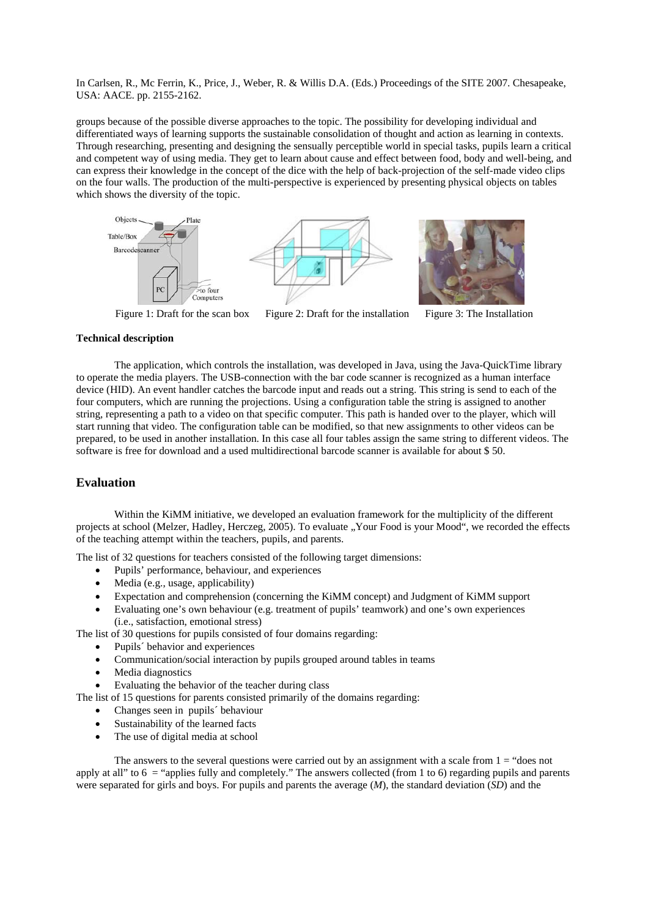groups because of the possible diverse approaches to the topic. The possibility for developing individual and differentiated ways of learning supports the sustainable consolidation of thought and action as learning in contexts. Through researching, presenting and designing the sensually perceptible world in special tasks, pupils learn a critical and competent way of using media. They get to learn about cause and effect between food, body and well-being, and can express their knowledge in the concept of the dice with the help of back-projection of the self-made video clips on the four walls. The production of the multi-perspective is experienced by presenting physical objects on tables which shows the diversity of the topic.

Figure 1: Draft for the scan box Figure 2: Draft for the installation Figure 3: The Installation

**Technical description**

The application, which controls the installation, was developed in Java, using the Java-QuickTime library to operate the media players. The USB-connection with the bar code scanner is recognized as a human interface device (HID). An event handler catches the barcode input and reads out a string. This string is send to each of the four computers, which are running the projections. Using a configuration table the string is assigned to another string, representing a path to a video on that specific computer. This path is handed over to the player, which will start running that video. The configuration table can be modified, so that new assignments to other videos can be prepared, to be used in another installation. In this case all four tables assign the same string to different videos. The software is free for download and a used multidirectional barcode scanner is available for about $ 50.

## Evaluation

Within the KiMM initiative, we developed an evaluation framework for the multiplicity of the different projects at school (Melzer, Hadley, Herczeg, 2005). To evaluate „Your Food is your Mood", we recorded the effects of the teaching attempt within the teachers, pupils, and parents.

The list of 32 questions for teachers consisted of the following target dimensions:

- Pupils' performance, behaviour, and experiences
- Media (e.g., usage, applicability)
- Expectation and comprehension (concerning the KiMM concept) and Judgment of KiMM support
- Evaluating one's own behaviour (e.g. treatment of pupils' teamwork) and one's own experiences (i.e., satisfaction, emotional stress)

The list of 30 questions for pupils consisted of four domains regarding:

- Pupils´ behavior and experiences
- Communication/social interaction by pupils grouped around tables in teams
- Media diagnostics
- Evaluating the behavior of the teacher during class

The list of 15 questions for parents consisted primarily of the domains regarding:

- Changes seen in pupils´ behaviour
- Sustainability of the learned facts
- The use of digital media at school

The answers to the several questions were carried out by an assignment with a scale from 1 = "does not apply at all" to 6 = "applies fully and completely." The answers collected (from 1 to 6) regarding pupils and parents were separated for girls and boys. For pupils and parents the average (*M*), the standard deviation (*SD*) and the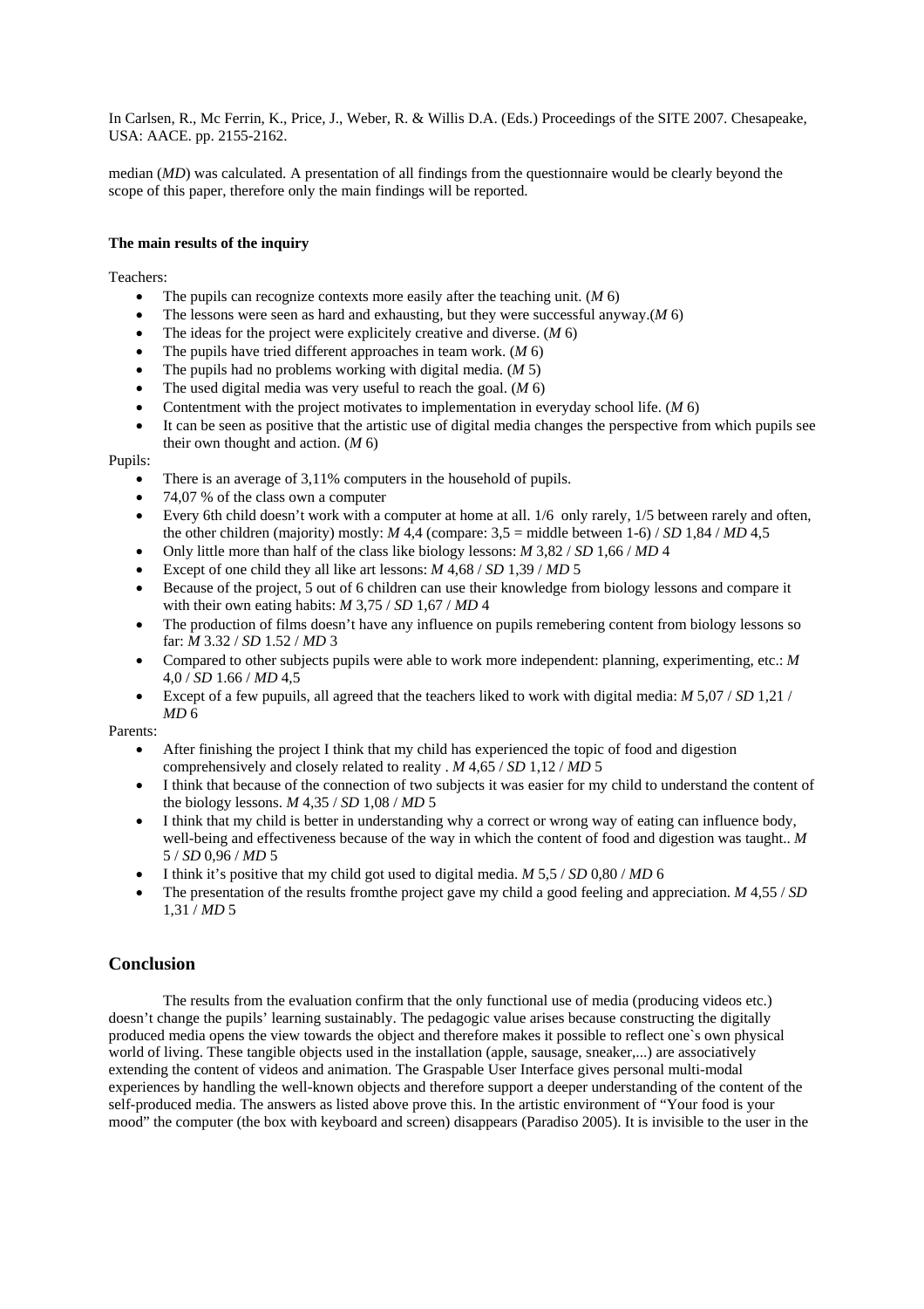In Carlsen, R., Mc Ferrin, K., Price, J., Weber, R. & Willis D.A. (Eds.) Proceedings of the SITE 2007. Chesapeake, USA: AACE. pp. 2155-2162.

median (*MD*) was calculated. A presentation of all findings from the questionnaire would be clearly beyond the scope of this paper, therefore only the main findings will be reported.

**The main results of the inquiry**

Teachers:

- The pupils can recognize contexts more easily after the teaching unit. (*M* 6)
- The lessons were seen as hard and exhausting, but they were successful anyway.(*M* 6)
- The ideas for the project were explicitely creative and diverse. (*M* 6)
- The pupils have tried different approaches in team work. (*M* 6)
- The pupils had no problems working with digital media. (*M* 5)
- The used digital media was very useful to reach the goal. (*M* 6)
- Contentment with the project motivates to implementation in everyday school life. (*M* 6)
- It can be seen as positive that the artistic use of digital media changes the perspective from which pupils see their own thought and action. (*M* 6)

Pupils:

- There is an average of 3,11% computers in the household of pupils.
- 74,07 % of the class own a computer
- Every 6th child doesn't work with a computer at home at all. 1/6 only rarely, 1/5 between rarely and often, the other children (majority) mostly: *M* 4,4 (compare: 3,5 = middle between 1-6) / *SD* 1,84 / *MD* 4,5
- Only little more than half of the class like biology lessons: *M* 3,82 / *SD* 1,66 / *MD* 4
- Except of one child they all like art lessons: *M* 4,68 / *SD* 1,39 / *MD* 5
- Because of the project, 5 out of 6 children can use their knowledge from biology lessons and compare it with their own eating habits: *M* 3,75 / *SD* 1,67 / *MD* 4
- The production of films doesn't have any influence on pupils remebering content from biology lessons so far: *M* 3.32 / *SD* 1.52 / *MD* 3
- Compared to other subjects pupils were able to work more independent: planning, experimenting, etc.: *M* 4,0 / *SD* 1.66 / *MD* 4,5
- Except of a few pupuils, all agreed that the teachers liked to work with digital media: *M* 5,07 / *SD* 1,21 / *MD* 6

Parents:

- After finishing the project I think that my child has experienced the topic of food and digestion comprehensively and closely related to reality . *M* 4,65 / *SD* 1,12 / *MD* 5
- I think that because of the connection of two subjects it was easier for my child to understand the content of the biology lessons. *M* 4,35 / *SD* 1,08 / *MD* 5
- I think that my child is better in understanding why a correct or wrong way of eating can influence body, well-being and effectiveness because of the way in which the content of food and digestion was taught.. *M* 5 / *SD* 0,96 / *MD* 5
- I think it's positive that my child got used to digital media. *M* 5,5 / *SD* 0,80 / *MD* 6
- The presentation of the results fromthe project gave my child a good feeling and appreciation. *M* 4,55 / *SD* 1,31 / *MD* 5

## Conclusion

The results from the evaluation confirm that the only functional use of media (producing videos etc.) doesn't change the pupils' learning sustainably. The pedagogic value arises because constructing the digitally produced media opens the view towards the object and therefore makes it possible to reflect one`s own physical world of living. These tangible objects used in the installation (apple, sausage, sneaker,...) are associatively extending the content of videos and animation. The Graspable User Interface gives personal multi-modal experiences by handling the well-known objects and therefore support a deeper understanding of the content of the self-produced media. The answers as listed above prove this. In the artistic environment of "Your food is your mood" the computer (the box with keyboard and screen) disappears (Paradiso 2005). It is invisible to the user in the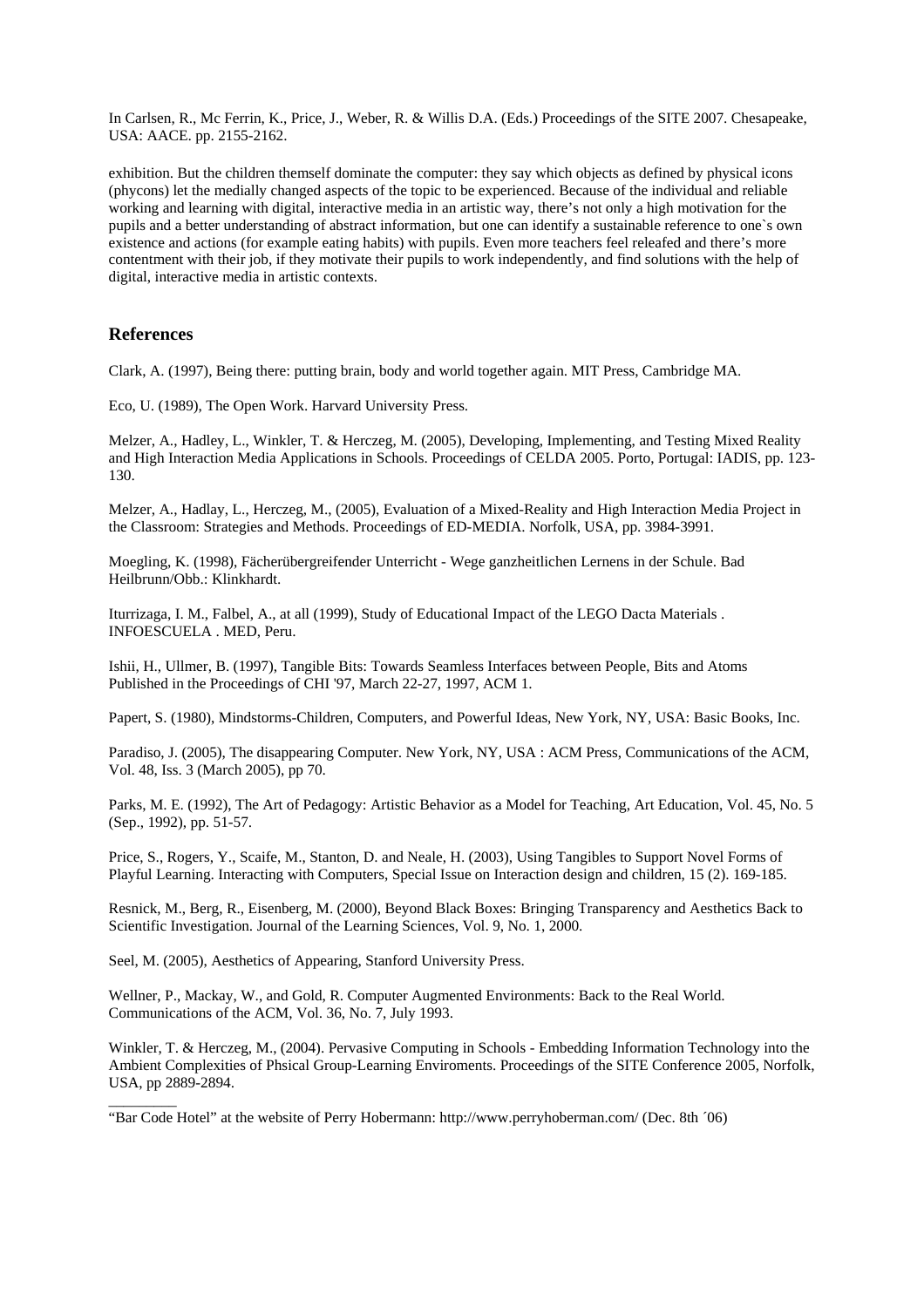In Carlsen, R., Mc Ferrin, K., Price, J., Weber, R. & Willis D.A. (Eds.) Proceedings of the SITE 2007. Chesapeake, USA: AACE. pp. 2155-2162.

exhibition. But the children themself dominate the computer: they say which objects as defined by physical icons (phycons) let the medially changed aspects of the topic to be experienced. Because of the individual and reliable working and learning with digital, interactive media in an artistic way, there's not only a high motivation for the pupils and a better understanding of abstract information, but one can identify a sustainable reference to one`s own existence and actions (for example eating habits) with pupils. Even more teachers feel releafed and there's more contentment with their job, if they motivate their pupils to work independently, and find solutions with the help of digital, interactive media in artistic contexts.

## References

Clark, A. (1997), Being there: putting brain, body and world together again. MIT Press, Cambridge MA.

Eco, U. (1989), The Open Work. Harvard University Press.

Melzer, A., Hadley, L., Winkler, T. & Herczeg, M. (2005), Developing, Implementing, and Testing Mixed Reality and High Interaction Media Applications in Schools. Proceedings of CELDA 2005. Porto, Portugal: IADIS, pp. 123-130.

Melzer, A., Hadlay, L., Herczeg, M., (2005), Evaluation of a Mixed-Reality and High Interaction Media Project in the Classroom: Strategies and Methods. Proceedings of ED-MEDIA. Norfolk, USA, pp. 3984-3991.

Moegling, K. (1998), Fächerübergreifender Unterricht - Wege ganzheitlichen Lernens in der Schule. Bad Heilbrunn/Obb.: Klinkhardt.

Iturrizaga, I. M., Falbel, A., at all (1999), Study of Educational Impact of the LEGO Dacta Materials . INFOESCUELA . MED, Peru.

Ishii, H., Ullmer, B. (1997), Tangible Bits: Towards Seamless Interfaces between People, Bits and Atoms Published in the Proceedings of CHI '97, March 22-27, 1997, ACM 1.

Papert, S. (1980), Mindstorms-Children, Computers, and Powerful Ideas, New York, NY, USA: Basic Books, Inc.

Paradiso, J. (2005), The disappearing Computer. New York, NY, USA : ACM Press, Communications of the ACM, Vol. 48, Iss. 3 (March 2005), pp 70.

Parks, M. E. (1992), The Art of Pedagogy: Artistic Behavior as a Model for Teaching, Art Education, Vol. 45, No. 5 (Sep., 1992), pp. 51-57.

Price, S., Rogers, Y., Scaife, M., Stanton, D. and Neale, H. (2003), Using Tangibles to Support Novel Forms of Playful Learning. Interacting with Computers, Special Issue on Interaction design and children, 15 (2). 169-185.

Resnick, M., Berg, R., Eisenberg, M. (2000), Beyond Black Boxes: Bringing Transparency and Aesthetics Back to Scientific Investigation. Journal of the Learning Sciences, Vol. 9, No. 1, 2000.

Seel, M. (2005), Aesthetics of Appearing, Stanford University Press.

Wellner, P., Mackay, W., and Gold, R. Computer Augmented Environments: Back to the Real World. Communications of the ACM, Vol. 36, No. 7, July 1993.

Winkler, T. & Herczeg, M., (2004). Pervasive Computing in Schools - Embedding Information Technology into the Ambient Complexities of Phsical Group-Learning Enviroments. Proceedings of the SITE Conference 2005, Norfolk, USA, pp 2889-2894.

---

"Bar Code Hotel" at the website of Perry Hobermann: http://www.perryhoberman.com/ (Dec. 8th ´06)